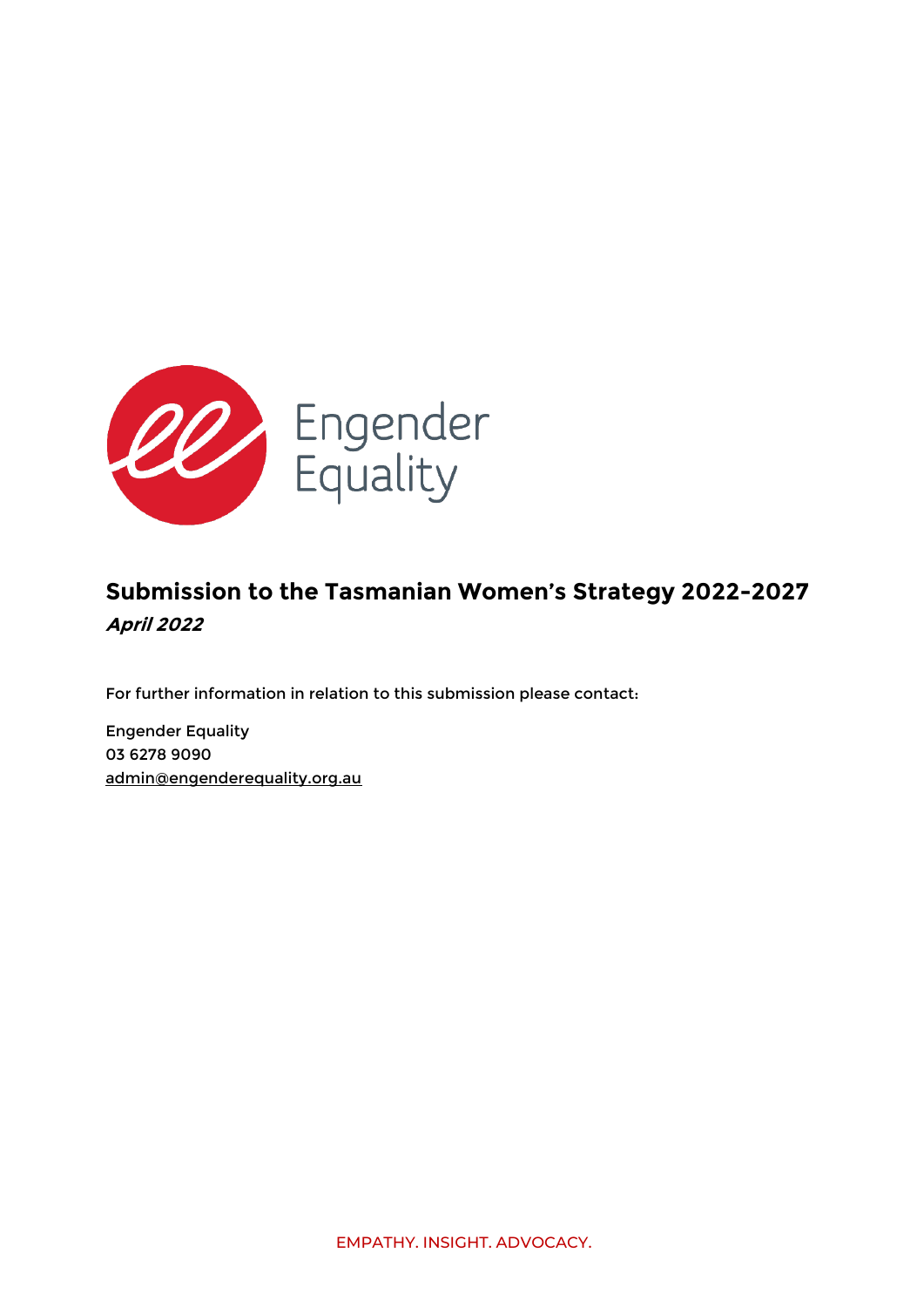Engender Equality

# Submission to the Tasmanian Women's Strategy 2022-2027

***April 2022***

For further information in relation to this submission please contact:

Engender Equality
03 6278 9090
admin@engenderequality.org.au

EMPATHY. INSIGHT. ADVOCACY.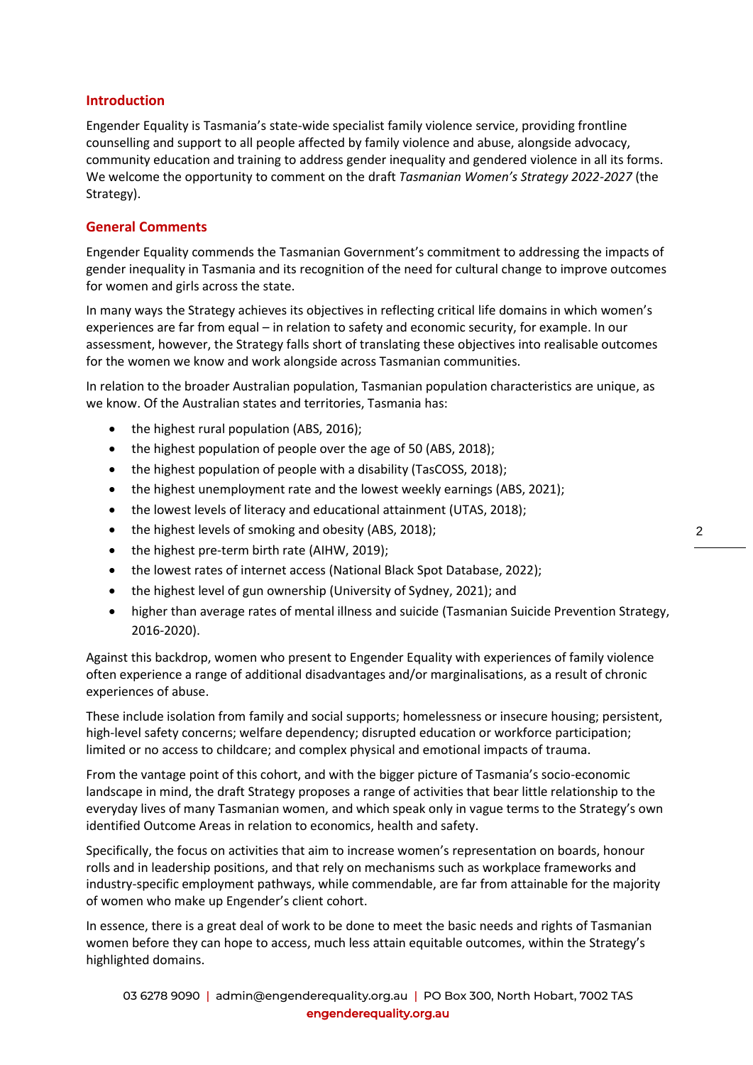## Introduction

Engender Equality is Tasmania's state-wide specialist family violence service, providing frontline counselling and support to all people affected by family violence and abuse, alongside advocacy, community education and training to address gender inequality and gendered violence in all its forms. We welcome the opportunity to comment on the draft *Tasmanian Women's Strategy 2022-2027* (the Strategy).

## General Comments

Engender Equality commends the Tasmanian Government's commitment to addressing the impacts of gender inequality in Tasmania and its recognition of the need for cultural change to improve outcomes for women and girls across the state.

In many ways the Strategy achieves its objectives in reflecting critical life domains in which women's experiences are far from equal – in relation to safety and economic security, for example. In our assessment, however, the Strategy falls short of translating these objectives into realisable outcomes for the women we know and work alongside across Tasmanian communities.

In relation to the broader Australian population, Tasmanian population characteristics are unique, as we know. Of the Australian states and territories, Tasmania has:

- the highest rural population (ABS, 2016);
- the highest population of people over the age of 50 (ABS, 2018);
- the highest population of people with a disability (TasCOSS, 2018);
- the highest unemployment rate and the lowest weekly earnings (ABS, 2021);
- the lowest levels of literacy and educational attainment (UTAS, 2018);
- the highest levels of smoking and obesity (ABS, 2018);
- the highest pre-term birth rate (AIHW, 2019);
- the lowest rates of internet access (National Black Spot Database, 2022);
- the highest level of gun ownership (University of Sydney, 2021); and
- higher than average rates of mental illness and suicide (Tasmanian Suicide Prevention Strategy, 2016-2020).

Against this backdrop, women who present to Engender Equality with experiences of family violence often experience a range of additional disadvantages and/or marginalisations, as a result of chronic experiences of abuse.

These include isolation from family and social supports; homelessness or insecure housing; persistent, high-level safety concerns; welfare dependency; disrupted education or workforce participation; limited or no access to childcare; and complex physical and emotional impacts of trauma.

From the vantage point of this cohort, and with the bigger picture of Tasmania's socio-economic landscape in mind, the draft Strategy proposes a range of activities that bear little relationship to the everyday lives of many Tasmanian women, and which speak only in vague terms to the Strategy's own identified Outcome Areas in relation to economics, health and safety.

Specifically, the focus on activities that aim to increase women's representation on boards, honour rolls and in leadership positions, and that rely on mechanisms such as workplace frameworks and industry-specific employment pathways, while commendable, are far from attainable for the majority of women who make up Engender's client cohort.

In essence, there is a great deal of work to be done to meet the basic needs and rights of Tasmanian women before they can hope to access, much less attain equitable outcomes, within the Strategy's highlighted domains.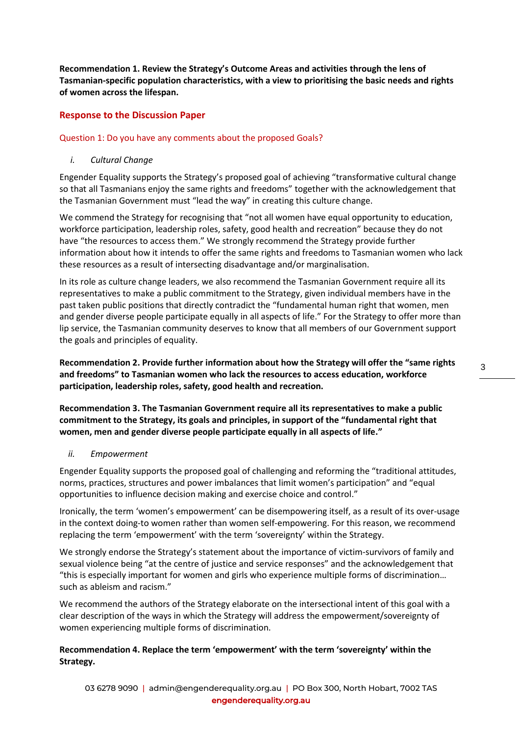**Recommendation 1. Review the Strategy's Outcome Areas and activities through the lens of Tasmanian-specific population characteristics, with a view to prioritising the basic needs and rights of women across the lifespan.**

## Response to the Discussion Paper

### Question 1: Do you have any comments about the proposed Goals?

*i. Cultural Change*

Engender Equality supports the Strategy's proposed goal of achieving "transformative cultural change so that all Tasmanians enjoy the same rights and freedoms" together with the acknowledgement that the Tasmanian Government must "lead the way" in creating this culture change.

We commend the Strategy for recognising that "not all women have equal opportunity to education, workforce participation, leadership roles, safety, good health and recreation" because they do not have "the resources to access them." We strongly recommend the Strategy provide further information about how it intends to offer the same rights and freedoms to Tasmanian women who lack these resources as a result of intersecting disadvantage and/or marginalisation.

In its role as culture change leaders, we also recommend the Tasmanian Government require all its representatives to make a public commitment to the Strategy, given individual members have in the past taken public positions that directly contradict the "fundamental human right that women, men and gender diverse people participate equally in all aspects of life." For the Strategy to offer more than lip service, the Tasmanian community deserves to know that all members of our Government support the goals and principles of equality.

**Recommendation 2. Provide further information about how the Strategy will offer the "same rights and freedoms" to Tasmanian women who lack the resources to access education, workforce participation, leadership roles, safety, good health and recreation.**

**Recommendation 3. The Tasmanian Government require all its representatives to make a public commitment to the Strategy, its goals and principles, in support of the "fundamental right that women, men and gender diverse people participate equally in all aspects of life."**

*ii. Empowerment*

Engender Equality supports the proposed goal of challenging and reforming the "traditional attitudes, norms, practices, structures and power imbalances that limit women's participation" and "equal opportunities to influence decision making and exercise choice and control."

Ironically, the term 'women's empowerment' can be disempowering itself, as a result of its over-usage in the context doing-to women rather than women self-empowering. For this reason, we recommend replacing the term 'empowerment' with the term 'sovereignty' within the Strategy.

We strongly endorse the Strategy's statement about the importance of victim-survivors of family and sexual violence being "at the centre of justice and service responses" and the acknowledgement that "this is especially important for women and girls who experience multiple forms of discrimination… such as ableism and racism."

We recommend the authors of the Strategy elaborate on the intersectional intent of this goal with a clear description of the ways in which the Strategy will address the empowerment/sovereignty of women experiencing multiple forms of discrimination.

**Recommendation 4. Replace the term 'empowerment' with the term 'sovereignty' within the Strategy.**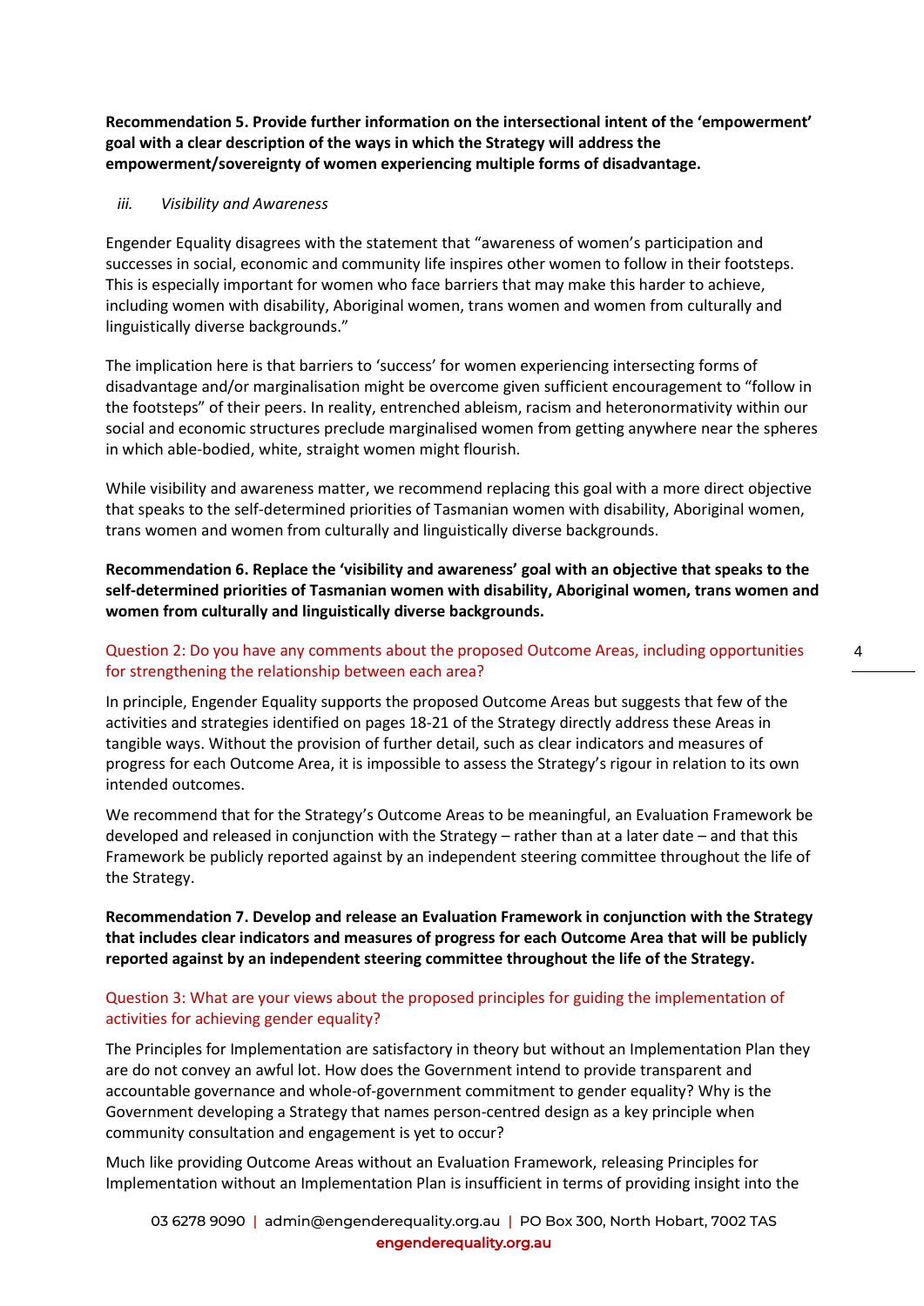**Recommendation 5. Provide further information on the intersectional intent of the 'empowerment' goal with a clear description of the ways in which the Strategy will address the empowerment/sovereignty of women experiencing multiple forms of disadvantage.**

*iii. Visibility and Awareness*

Engender Equality disagrees with the statement that "awareness of women's participation and successes in social, economic and community life inspires other women to follow in their footsteps. This is especially important for women who face barriers that may make this harder to achieve, including women with disability, Aboriginal women, trans women and women from culturally and linguistically diverse backgrounds."

The implication here is that barriers to 'success' for women experiencing intersecting forms of disadvantage and/or marginalisation might be overcome given sufficient encouragement to "follow in the footsteps" of their peers. In reality, entrenched ableism, racism and heteronormativity within our social and economic structures preclude marginalised women from getting anywhere near the spheres in which able-bodied, white, straight women might flourish.

While visibility and awareness matter, we recommend replacing this goal with a more direct objective that speaks to the self-determined priorities of Tasmanian women with disability, Aboriginal women, trans women and women from culturally and linguistically diverse backgrounds.

**Recommendation 6. Replace the 'visibility and awareness' goal with an objective that speaks to the self-determined priorities of Tasmanian women with disability, Aboriginal women, trans women and women from culturally and linguistically diverse backgrounds.**

Question 2: Do you have any comments about the proposed Outcome Areas, including opportunities for strengthening the relationship between each area?

In principle, Engender Equality supports the proposed Outcome Areas but suggests that few of the activities and strategies identified on pages 18-21 of the Strategy directly address these Areas in tangible ways. Without the provision of further detail, such as clear indicators and measures of progress for each Outcome Area, it is impossible to assess the Strategy's rigour in relation to its own intended outcomes.

We recommend that for the Strategy's Outcome Areas to be meaningful, an Evaluation Framework be developed and released in conjunction with the Strategy – rather than at a later date – and that this Framework be publicly reported against by an independent steering committee throughout the life of the Strategy.

**Recommendation 7. Develop and release an Evaluation Framework in conjunction with the Strategy that includes clear indicators and measures of progress for each Outcome Area that will be publicly reported against by an independent steering committee throughout the life of the Strategy.**

Question 3: What are your views about the proposed principles for guiding the implementation of activities for achieving gender equality?

The Principles for Implementation are satisfactory in theory but without an Implementation Plan they are do not convey an awful lot. How does the Government intend to provide transparent and accountable governance and whole-of-government commitment to gender equality? Why is the Government developing a Strategy that names person-centred design as a key principle when community consultation and engagement is yet to occur?

Much like providing Outcome Areas without an Evaluation Framework, releasing Principles for Implementation without an Implementation Plan is insufficient in terms of providing insight into the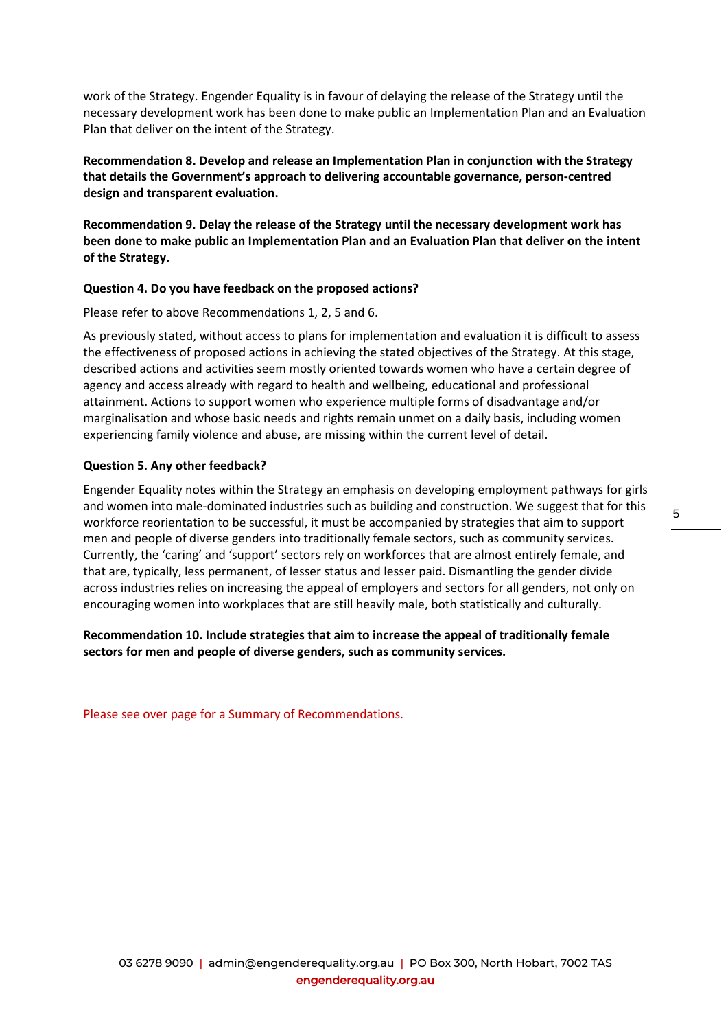work of the Strategy. Engender Equality is in favour of delaying the release of the Strategy until the necessary development work has been done to make public an Implementation Plan and an Evaluation Plan that deliver on the intent of the Strategy.

**Recommendation 8. Develop and release an Implementation Plan in conjunction with the Strategy that details the Government's approach to delivering accountable governance, person-centred design and transparent evaluation.**

**Recommendation 9. Delay the release of the Strategy until the necessary development work has been done to make public an Implementation Plan and an Evaluation Plan that deliver on the intent of the Strategy.**

**Question 4. Do you have feedback on the proposed actions?**

Please refer to above Recommendations 1, 2, 5 and 6.

As previously stated, without access to plans for implementation and evaluation it is difficult to assess the effectiveness of proposed actions in achieving the stated objectives of the Strategy. At this stage, described actions and activities seem mostly oriented towards women who have a certain degree of agency and access already with regard to health and wellbeing, educational and professional attainment. Actions to support women who experience multiple forms of disadvantage and/or marginalisation and whose basic needs and rights remain unmet on a daily basis, including women experiencing family violence and abuse, are missing within the current level of detail.

**Question 5. Any other feedback?**

Engender Equality notes within the Strategy an emphasis on developing employment pathways for girls and women into male-dominated industries such as building and construction. We suggest that for this workforce reorientation to be successful, it must be accompanied by strategies that aim to support men and people of diverse genders into traditionally female sectors, such as community services. Currently, the 'caring' and 'support' sectors rely on workforces that are almost entirely female, and that are, typically, less permanent, of lesser status and lesser paid. Dismantling the gender divide across industries relies on increasing the appeal of employers and sectors for all genders, not only on encouraging women into workplaces that are still heavily male, both statistically and culturally.

**Recommendation 10. Include strategies that aim to increase the appeal of traditionally female sectors for men and people of diverse genders, such as community services.**

Please see over page for a Summary of Recommendations.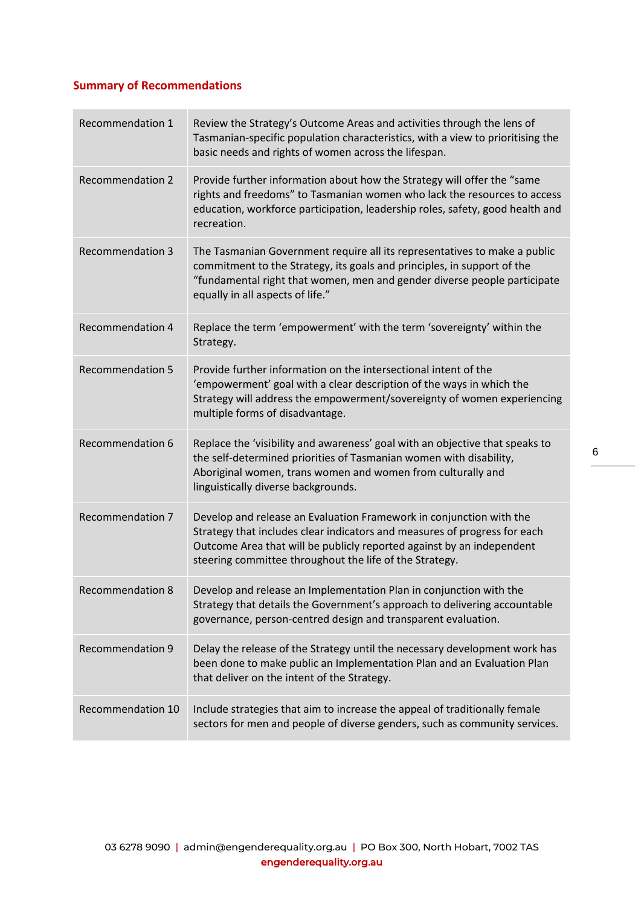## Summary of Recommendations

| | |
|---|---|
| Recommendation 1 | Review the Strategy's Outcome Areas and activities through the lens of Tasmanian-specific population characteristics, with a view to prioritising the basic needs and rights of women across the lifespan. |
| Recommendation 2 | Provide further information about how the Strategy will offer the "same rights and freedoms" to Tasmanian women who lack the resources to access education, workforce participation, leadership roles, safety, good health and recreation. |
| Recommendation 3 | The Tasmanian Government require all its representatives to make a public commitment to the Strategy, its goals and principles, in support of the "fundamental right that women, men and gender diverse people participate equally in all aspects of life." |
| Recommendation 4 | Replace the term 'empowerment' with the term 'sovereignty' within the Strategy. |
| Recommendation 5 | Provide further information on the intersectional intent of the 'empowerment' goal with a clear description of the ways in which the Strategy will address the empowerment/sovereignty of women experiencing multiple forms of disadvantage. |
| Recommendation 6 | Replace the 'visibility and awareness' goal with an objective that speaks to the self-determined priorities of Tasmanian women with disability, Aboriginal women, trans women and women from culturally and linguistically diverse backgrounds. |
| Recommendation 7 | Develop and release an Evaluation Framework in conjunction with the Strategy that includes clear indicators and measures of progress for each Outcome Area that will be publicly reported against by an independent steering committee throughout the life of the Strategy. |
| Recommendation 8 | Develop and release an Implementation Plan in conjunction with the Strategy that details the Government's approach to delivering accountable governance, person-centred design and transparent evaluation. |
| Recommendation 9 | Delay the release of the Strategy until the necessary development work has been done to make public an Implementation Plan and an Evaluation Plan that deliver on the intent of the Strategy. |
| Recommendation 10 | Include strategies that aim to increase the appeal of traditionally female sectors for men and people of diverse genders, such as community services. |